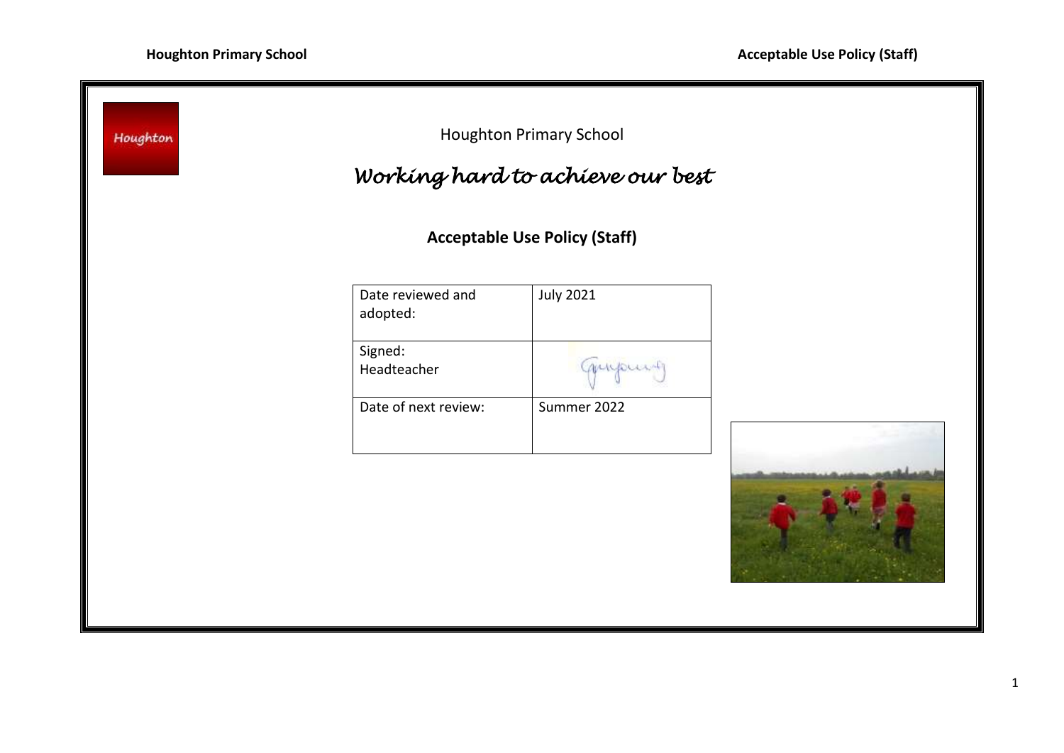Houghton

Houghton Primary School

# *Working hard to achieve our best*

## Acceptable Use Policy (Staff)

| | |
|---|---|
| Date reviewed and adopted: | July 2021 |
| Signed: Headteacher | |
| Date of next review: | Summer 2022 |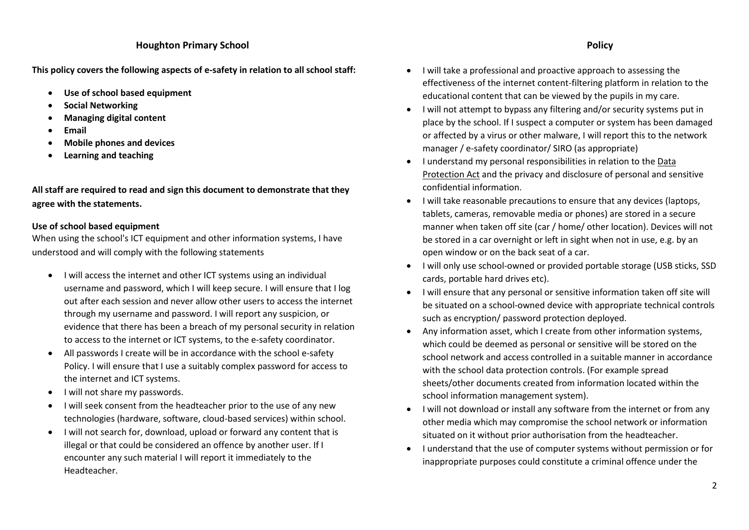**Houghton Primary School**

**This policy covers the following aspects of e-safety in relation to all school staff:**

- **Use of school based equipment**
- **Social Networking**
- **Managing digital content**
- **Email**
- **Mobile phones and devices**
- **Learning and teaching**

**All staff are required to read and sign this document to demonstrate that they agree with the statements.**

**Use of school based equipment**

When using the school's ICT equipment and other information systems, I have understood and will comply with the following statements

- I will access the internet and other ICT systems using an individual username and password, which I will keep secure. I will ensure that I log out after each session and never allow other users to access the internet through my username and password. I will report any suspicion, or evidence that there has been a breach of my personal security in relation to access to the internet or ICT systems, to the e-safety coordinator.
- All passwords I create will be in accordance with the school e-safety Policy. I will ensure that I use a suitably complex password for access to the internet and ICT systems.
- I will not share my passwords.
- I will seek consent from the headteacher prior to the use of any new technologies (hardware, software, cloud-based services) within school.
- I will not search for, download, upload or forward any content that is illegal or that could be considered an offence by another user. If I encounter any such material I will report it immediately to the Headteacher.

**Policy**

- I will take a professional and proactive approach to assessing the effectiveness of the internet content-filtering platform in relation to the educational content that can be viewed by the pupils in my care.
- I will not attempt to bypass any filtering and/or security systems put in place by the school. If I suspect a computer or system has been damaged or affected by a virus or other malware, I will report this to the network manager / e-safety coordinator/ SIRO (as appropriate)
- I understand my personal responsibilities in relation to the Data Protection Act and the privacy and disclosure of personal and sensitive confidential information.
- I will take reasonable precautions to ensure that any devices (laptops, tablets, cameras, removable media or phones) are stored in a secure manner when taken off site (car / home/ other location). Devices will not be stored in a car overnight or left in sight when not in use, e.g. by an open window or on the back seat of a car.
- I will only use school-owned or provided portable storage (USB sticks, SSD cards, portable hard drives etc).
- I will ensure that any personal or sensitive information taken off site will be situated on a school-owned device with appropriate technical controls such as encryption/ password protection deployed.
- Any information asset, which I create from other information systems, which could be deemed as personal or sensitive will be stored on the school network and access controlled in a suitable manner in accordance with the school data protection controls. (For example spread sheets/other documents created from information located within the school information management system).
- I will not download or install any software from the internet or from any other media which may compromise the school network or information situated on it without prior authorisation from the headteacher.
- I understand that the use of computer systems without permission or for inappropriate purposes could constitute a criminal offence under the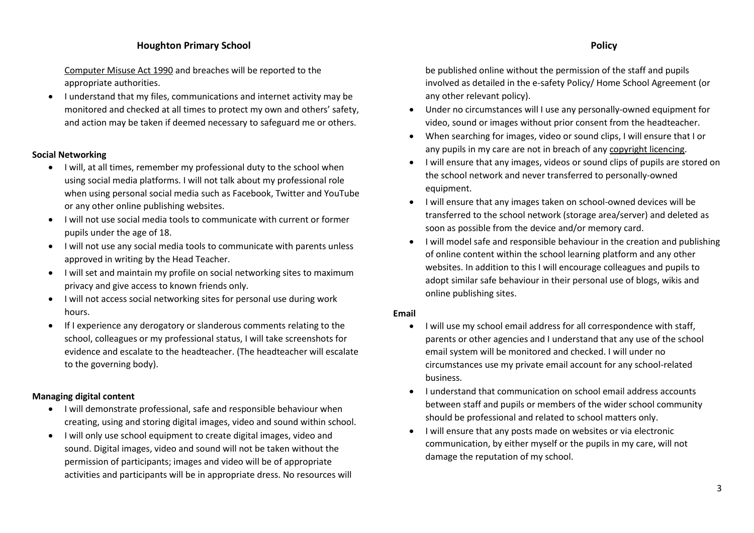Computer Misuse Act 1990 and breaches will be reported to the appropriate authorities.

- I understand that my files, communications and internet activity may be monitored and checked at all times to protect my own and others' safety, and action may be taken if deemed necessary to safeguard me or others.

**Social Networking**

- I will, at all times, remember my professional duty to the school when using social media platforms. I will not talk about my professional role when using personal social media such as Facebook, Twitter and YouTube or any other online publishing websites.
- I will not use social media tools to communicate with current or former pupils under the age of 18.
- I will not use any social media tools to communicate with parents unless approved in writing by the Head Teacher.
- I will set and maintain my profile on social networking sites to maximum privacy and give access to known friends only.
- I will not access social networking sites for personal use during work hours.
- If I experience any derogatory or slanderous comments relating to the school, colleagues or my professional status, I will take screenshots for evidence and escalate to the headteacher. (The headteacher will escalate to the governing body).

**Managing digital content**

- I will demonstrate professional, safe and responsible behaviour when creating, using and storing digital images, video and sound within school.
- I will only use school equipment to create digital images, video and sound. Digital images, video and sound will not be taken without the permission of participants; images and video will be of appropriate activities and participants will be in appropriate dress. No resources will be published online without the permission of the staff and pupils involved as detailed in the e-safety Policy/ Home School Agreement (or any other relevant policy).
- Under no circumstances will I use any personally-owned equipment for video, sound or images without prior consent from the headteacher.
- When searching for images, video or sound clips, I will ensure that I or any pupils in my care are not in breach of any copyright licencing.
- I will ensure that any images, videos or sound clips of pupils are stored on the school network and never transferred to personally-owned equipment.
- I will ensure that any images taken on school-owned devices will be transferred to the school network (storage area/server) and deleted as soon as possible from the device and/or memory card.
- I will model safe and responsible behaviour in the creation and publishing of online content within the school learning platform and any other websites. In addition to this I will encourage colleagues and pupils to adopt similar safe behaviour in their personal use of blogs, wikis and online publishing sites.

**Email**

- I will use my school email address for all correspondence with staff, parents or other agencies and I understand that any use of the school email system will be monitored and checked. I will under no circumstances use my private email account for any school-related business.
- I understand that communication on school email address accounts between staff and pupils or members of the wider school community should be professional and related to school matters only.
- I will ensure that any posts made on websites or via electronic communication, by either myself or the pupils in my care, will not damage the reputation of my school.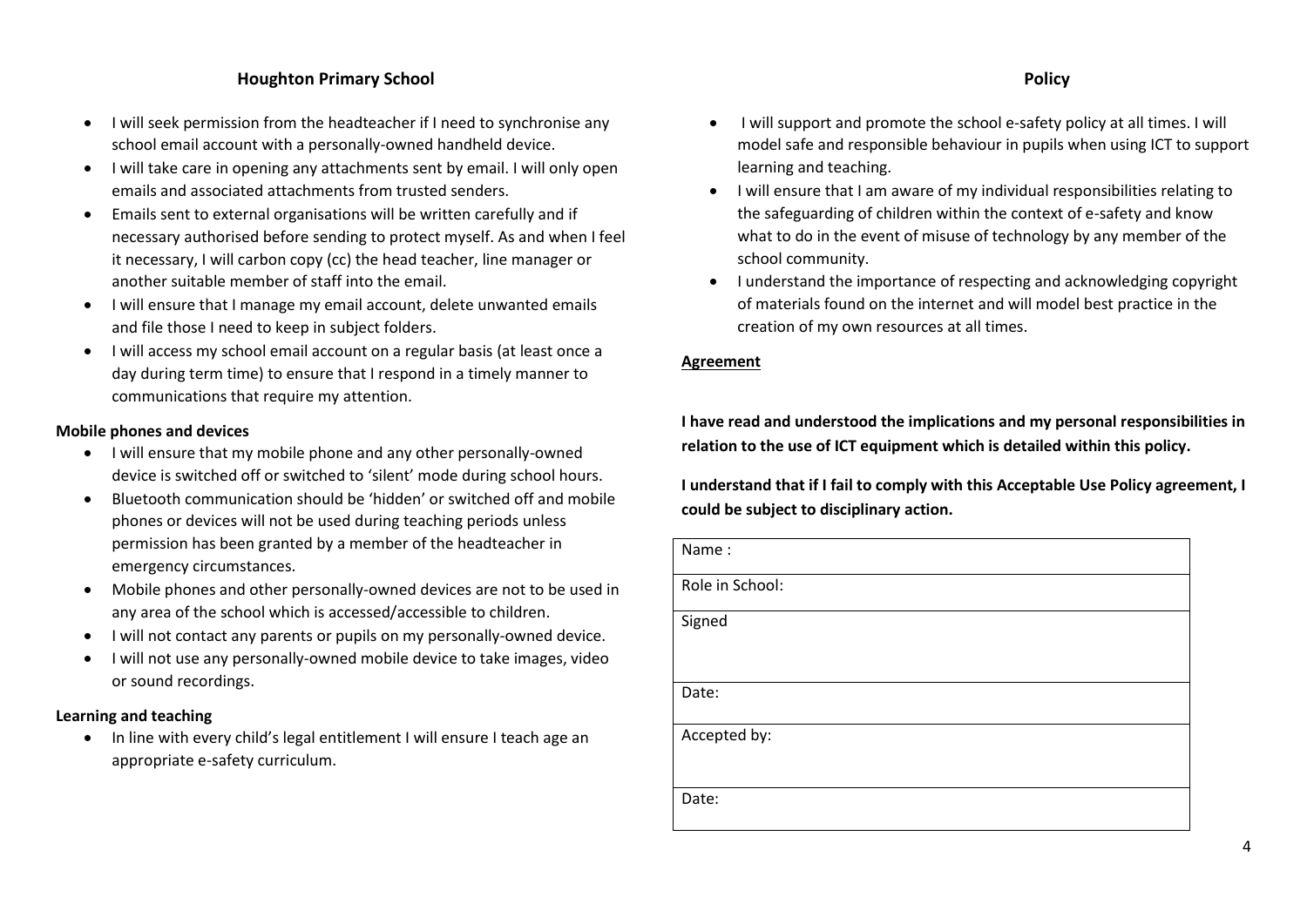- I will seek permission from the headteacher if I need to synchronise any school email account with a personally-owned handheld device.
- I will take care in opening any attachments sent by email. I will only open emails and associated attachments from trusted senders.
- Emails sent to external organisations will be written carefully and if necessary authorised before sending to protect myself. As and when I feel it necessary, I will carbon copy (cc) the head teacher, line manager or another suitable member of staff into the email.
- I will ensure that I manage my email account, delete unwanted emails and file those I need to keep in subject folders.
- I will access my school email account on a regular basis (at least once a day during term time) to ensure that I respond in a timely manner to communications that require my attention.

**Mobile phones and devices**

- I will ensure that my mobile phone and any other personally-owned device is switched off or switched to 'silent' mode during school hours.
- Bluetooth communication should be 'hidden' or switched off and mobile phones or devices will not be used during teaching periods unless permission has been granted by a member of the headteacher in emergency circumstances.
- Mobile phones and other personally-owned devices are not to be used in any area of the school which is accessed/accessible to children.
- I will not contact any parents or pupils on my personally-owned device.
- I will not use any personally-owned mobile device to take images, video or sound recordings.

**Learning and teaching**

- In line with every child's legal entitlement I will ensure I teach age an appropriate e-safety curriculum.
- I will support and promote the school e-safety policy at all times. I will model safe and responsible behaviour in pupils when using ICT to support learning and teaching.
- I will ensure that I am aware of my individual responsibilities relating to the safeguarding of children within the context of e-safety and know what to do in the event of misuse of technology by any member of the school community.
- I understand the importance of respecting and acknowledging copyright of materials found on the internet and will model best practice in the creation of my own resources at all times.

**Agreement**

**I have read and understood the implications and my personal responsibilities in relation to the use of ICT equipment which is detailed within this policy.**

**I understand that if I fail to comply with this Acceptable Use Policy agreement, I could be subject to disciplinary action.**

| |
|---|
| Name : |
| Role in School: |
| Signed |
| Date: |
| Accepted by: |
| Date: |